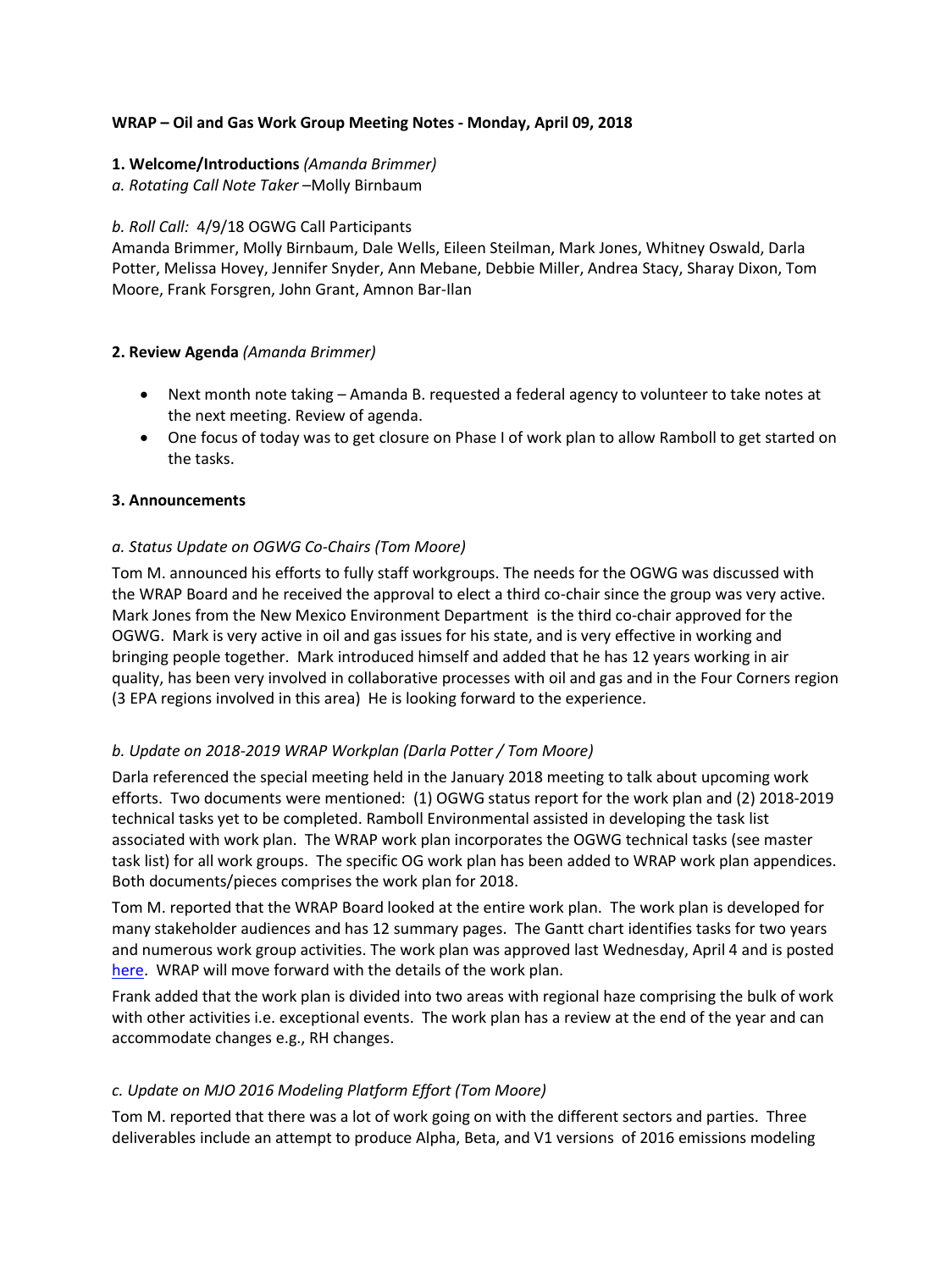**WRAP – Oil and Gas Work Group Meeting Notes - Monday, April 09, 2018**

**1. Welcome/Introductions** *(Amanda Brimmer)*

*a. Rotating Call Note Taker* –Molly Birnbaum

*b. Roll Call:* 4/9/18 OGWG Call Participants

Amanda Brimmer, Molly Birnbaum, Dale Wells, Eileen Steilman, Mark Jones, Whitney Oswald, Darla Potter, Melissa Hovey, Jennifer Snyder, Ann Mebane, Debbie Miller, Andrea Stacy, Sharay Dixon, Tom Moore, Frank Forsgren, John Grant, Amnon Bar-Ilan

**2. Review Agenda** *(Amanda Brimmer)*

- Next month note taking – Amanda B. requested a federal agency to volunteer to take notes at the next meeting. Review of agenda.
- One focus of today was to get closure on Phase I of work plan to allow Ramboll to get started on the tasks.

**3. Announcements**

*a. Status Update on OGWG Co-Chairs (Tom Moore)*

Tom M. announced his efforts to fully staff workgroups. The needs for the OGWG was discussed with the WRAP Board and he received the approval to elect a third co-chair since the group was very active. Mark Jones from the New Mexico Environment Department is the third co-chair approved for the OGWG. Mark is very active in oil and gas issues for his state, and is very effective in working and bringing people together. Mark introduced himself and added that he has 12 years working in air quality, has been very involved in collaborative processes with oil and gas and in the Four Corners region (3 EPA regions involved in this area) He is looking forward to the experience.

*b. Update on 2018-2019 WRAP Workplan (Darla Potter / Tom Moore)*

Darla referenced the special meeting held in the January 2018 meeting to talk about upcoming work efforts. Two documents were mentioned: (1) OGWG status report for the work plan and (2) 2018-2019 technical tasks yet to be completed. Ramboll Environmental assisted in developing the task list associated with work plan. The WRAP work plan incorporates the OGWG technical tasks (see master task list) for all work groups. The specific OG work plan has been added to WRAP work plan appendices. Both documents/pieces comprises the work plan for 2018.

Tom M. reported that the WRAP Board looked at the entire work plan. The work plan is developed for many stakeholder audiences and has 12 summary pages. The Gantt chart identifies tasks for two years and numerous work group activities. The work plan was approved last Wednesday, April 4 and is posted here. WRAP will move forward with the details of the work plan.

Frank added that the work plan is divided into two areas with regional haze comprising the bulk of work with other activities i.e. exceptional events. The work plan has a review at the end of the year and can accommodate changes e.g., RH changes.

*c. Update on MJO 2016 Modeling Platform Effort (Tom Moore)*

Tom M. reported that there was a lot of work going on with the different sectors and parties. Three deliverables include an attempt to produce Alpha, Beta, and V1 versions of 2016 emissions modeling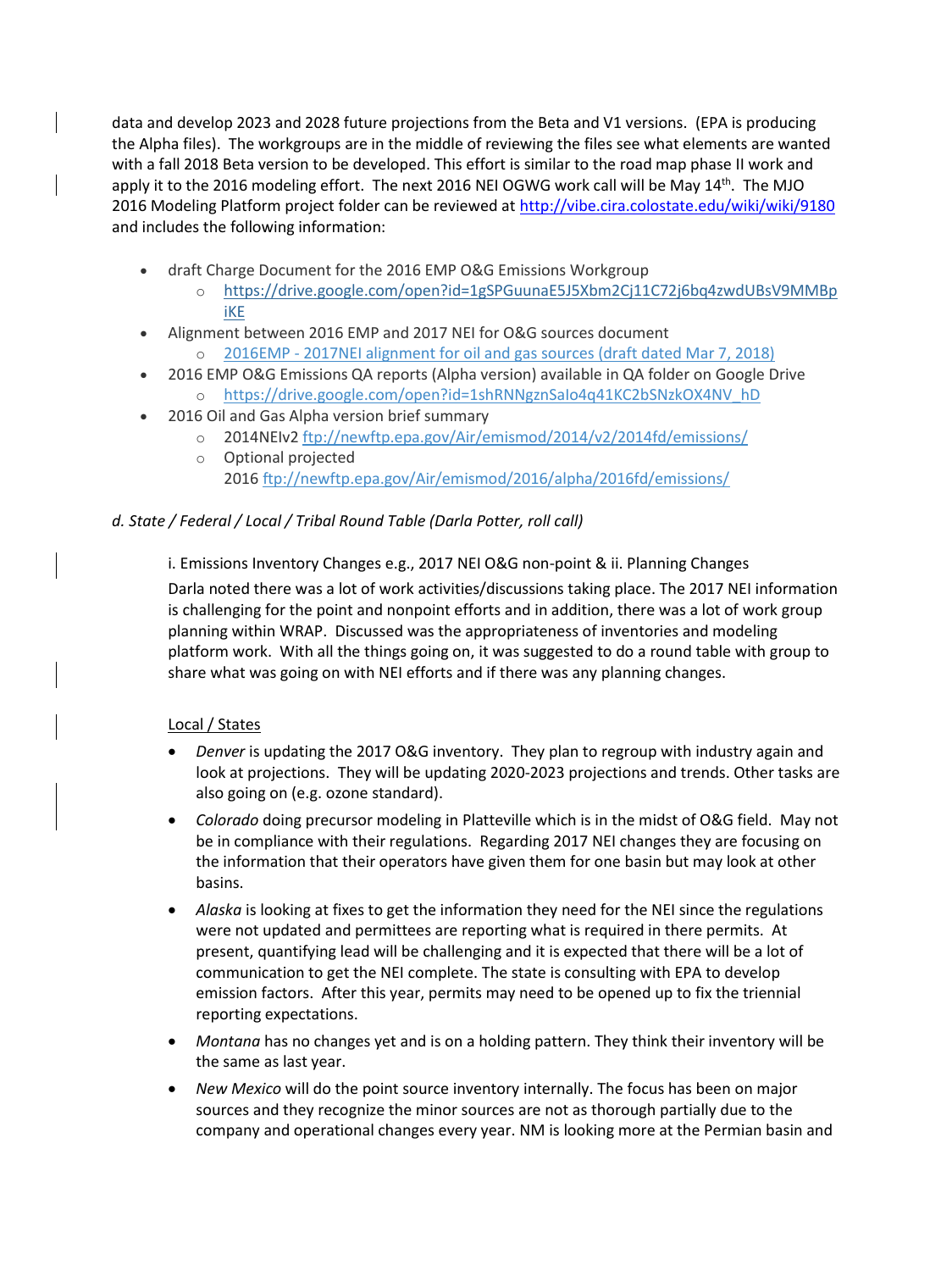data and develop 2023 and 2028 future projections from the Beta and V1 versions. (EPA is producing the Alpha files). The workgroups are in the middle of reviewing the files see what elements are wanted with a fall 2018 Beta version to be developed. This effort is similar to the road map phase II work and apply it to the 2016 modeling effort. The next 2016 NEI OGWG work call will be May 14th. The MJO 2016 Modeling Platform project folder can be reviewed at http://vibe.cira.colostate.edu/wiki/wiki/9180 and includes the following information:

- draft Charge Document for the 2016 EMP O&G Emissions Workgroup
  - https://drive.google.com/open?id=1gSPGuunaE5J5Xbm2Cj11C72j6bq4zwdUBsV9MMBpiKE
- Alignment between 2016 EMP and 2017 NEI for O&G sources document
  - 2016EMP - 2017NEI alignment for oil and gas sources (draft dated Mar 7, 2018)
- 2016 EMP O&G Emissions QA reports (Alpha version) available in QA folder on Google Drive
  - https://drive.google.com/open?id=1shRNNgznSaIo4q41KC2bSNzkOX4NV_hD
- 2016 Oil and Gas Alpha version brief summary
  - 2014NEIv2 ftp://newftp.epa.gov/Air/emismod/2014/v2/2014fd/emissions/
  - Optional projected 2016 ftp://newftp.epa.gov/Air/emismod/2016/alpha/2016fd/emissions/

*d. State / Federal / Local / Tribal Round Table (Darla Potter, roll call)*

i. Emissions Inventory Changes e.g., 2017 NEI O&G non-point & ii. Planning Changes

Darla noted there was a lot of work activities/discussions taking place. The 2017 NEI information is challenging for the point and nonpoint efforts and in addition, there was a lot of work group planning within WRAP. Discussed was the appropriateness of inventories and modeling platform work. With all the things going on, it was suggested to do a round table with group to share what was going on with NEI efforts and if there was any planning changes.

Local / States

- *Denver* is updating the 2017 O&G inventory. They plan to regroup with industry again and look at projections. They will be updating 2020-2023 projections and trends. Other tasks are also going on (e.g. ozone standard).
- *Colorado* doing precursor modeling in Platteville which is in the midst of O&G field. May not be in compliance with their regulations. Regarding 2017 NEI changes they are focusing on the information that their operators have given them for one basin but may look at other basins.
- *Alaska* is looking at fixes to get the information they need for the NEI since the regulations were not updated and permittees are reporting what is required in there permits. At present, quantifying lead will be challenging and it is expected that there will be a lot of communication to get the NEI complete. The state is consulting with EPA to develop emission factors. After this year, permits may need to be opened up to fix the triennial reporting expectations.
- *Montana* has no changes yet and is on a holding pattern. They think their inventory will be the same as last year.
- *New Mexico* will do the point source inventory internally. The focus has been on major sources and they recognize the minor sources are not as thorough partially due to the company and operational changes every year. NM is looking more at the Permian basin and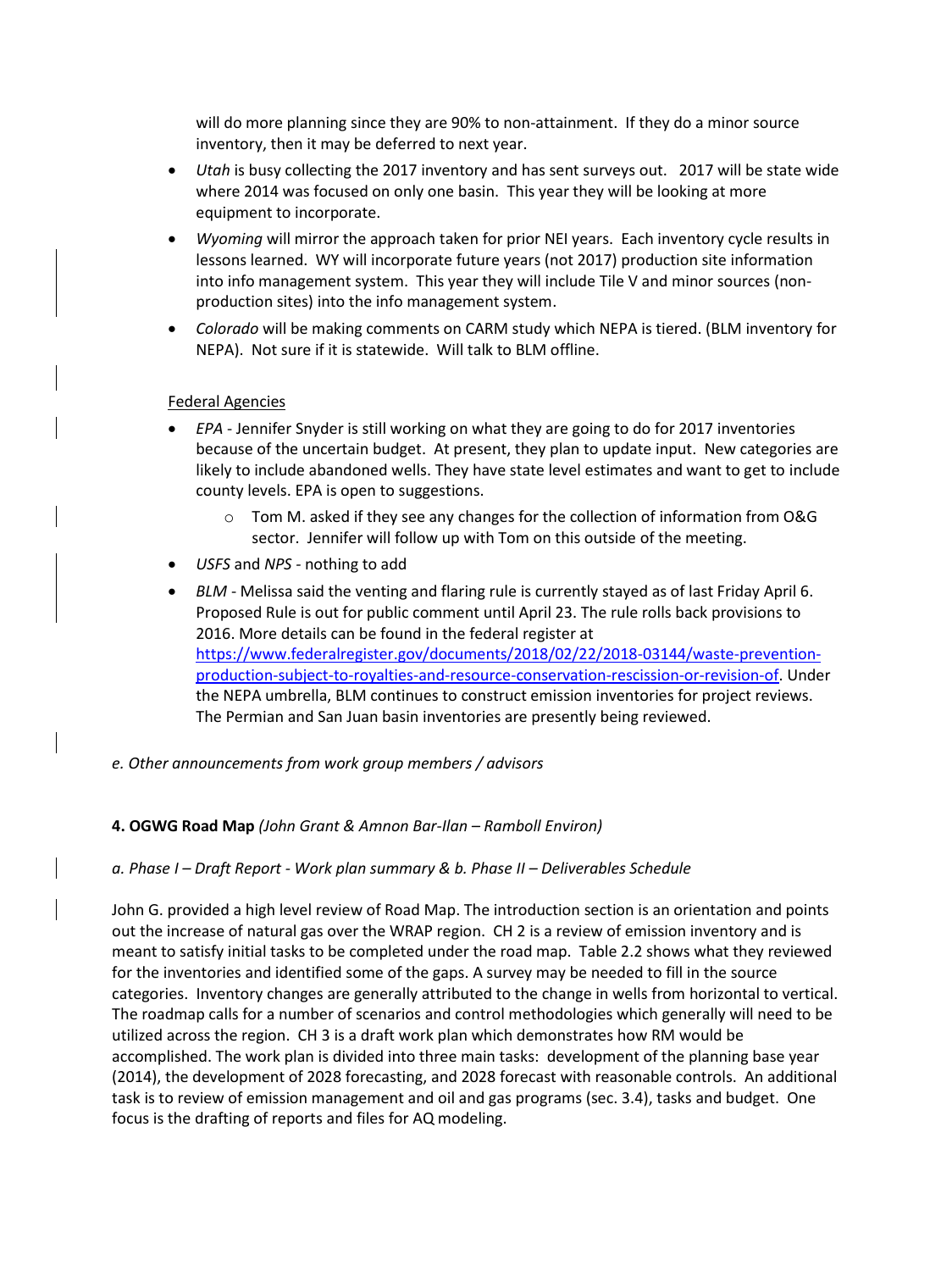will do more planning since they are 90% to non-attainment. If they do a minor source inventory, then it may be deferred to next year.

- *Utah* is busy collecting the 2017 inventory and has sent surveys out. 2017 will be state wide where 2014 was focused on only one basin. This year they will be looking at more equipment to incorporate.
- *Wyoming* will mirror the approach taken for prior NEI years. Each inventory cycle results in lessons learned. WY will incorporate future years (not 2017) production site information into info management system. This year they will include Tile V and minor sources (non-production sites) into the info management system.
- *Colorado* will be making comments on CARM study which NEPA is tiered. (BLM inventory for NEPA). Not sure if it is statewide. Will talk to BLM offline.

Federal Agencies

- *EPA* - Jennifer Snyder is still working on what they are going to do for 2017 inventories because of the uncertain budget. At present, they plan to update input. New categories are likely to include abandoned wells. They have state level estimates and want to get to include county levels. EPA is open to suggestions.
    - Tom M. asked if they see any changes for the collection of information from O&G sector. Jennifer will follow up with Tom on this outside of the meeting.
- *USFS* and *NPS* - nothing to add
- *BLM* - Melissa said the venting and flaring rule is currently stayed as of last Friday April 6. Proposed Rule is out for public comment until April 23. The rule rolls back provisions to 2016. More details can be found in the federal register at [https://www.federalregister.gov/documents/2018/02/22/2018-03144/waste-prevention-production-subject-to-royalties-and-resource-conservation-rescission-or-revision-of](https://www.federalregister.gov/documents/2018/02/22/2018-03144/waste-prevention-production-subject-to-royalties-and-resource-conservation-rescission-or-revision-of). Under the NEPA umbrella, BLM continues to construct emission inventories for project reviews. The Permian and San Juan basin inventories are presently being reviewed.

*e. Other announcements from work group members / advisors*

**4. OGWG Road Map** *(John Grant & Amnon Bar-Ilan – Ramboll Environ)*

*a. Phase I – Draft Report - Work plan summary & b. Phase II – Deliverables Schedule*

John G. provided a high level review of Road Map. The introduction section is an orientation and points out the increase of natural gas over the WRAP region. CH 2 is a review of emission inventory and is meant to satisfy initial tasks to be completed under the road map. Table 2.2 shows what they reviewed for the inventories and identified some of the gaps. A survey may be needed to fill in the source categories. Inventory changes are generally attributed to the change in wells from horizontal to vertical. The roadmap calls for a number of scenarios and control methodologies which generally will need to be utilized across the region. CH 3 is a draft work plan which demonstrates how RM would be accomplished. The work plan is divided into three main tasks: development of the planning base year (2014), the development of 2028 forecasting, and 2028 forecast with reasonable controls. An additional task is to review of emission management and oil and gas programs (sec. 3.4), tasks and budget. One focus is the drafting of reports and files for AQ modeling.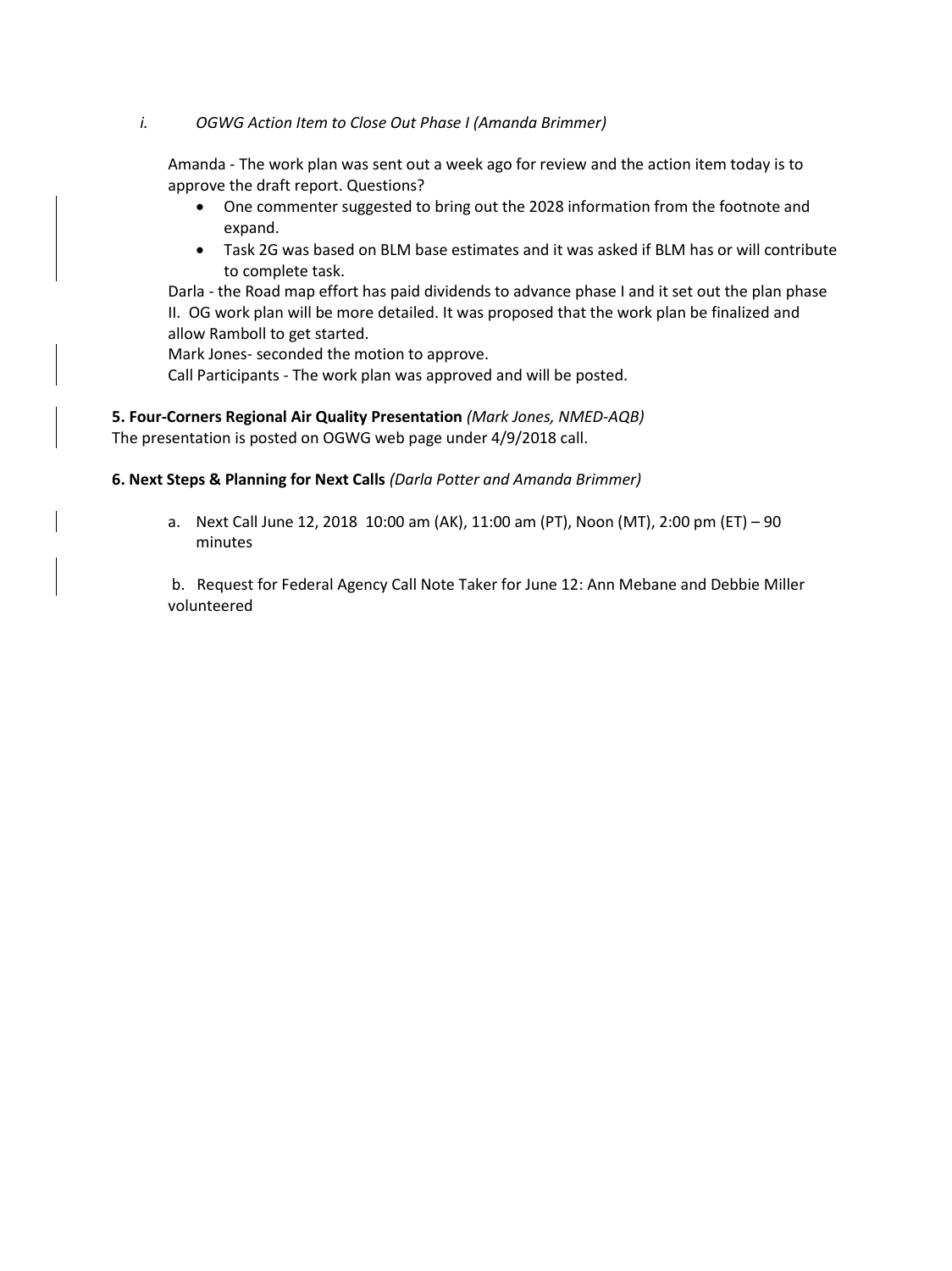*i. OGWG Action Item to Close Out Phase I (Amanda Brimmer)*

Amanda - The work plan was sent out a week ago for review and the action item today is to approve the draft report. Questions?

- One commenter suggested to bring out the 2028 information from the footnote and expand.
- Task 2G was based on BLM base estimates and it was asked if BLM has or will contribute to complete task.

Darla - the Road map effort has paid dividends to advance phase I and it set out the plan phase II. OG work plan will be more detailed. It was proposed that the work plan be finalized and allow Ramboll to get started.

Mark Jones- seconded the motion to approve.

Call Participants - The work plan was approved and will be posted.

**5. Four-Corners Regional Air Quality Presentation** *(Mark Jones, NMED-AQB)*

The presentation is posted on OGWG web page under 4/9/2018 call.

**6. Next Steps & Planning for Next Calls** *(Darla Potter and Amanda Brimmer)*

a. Next Call June 12, 2018 10:00 am (AK), 11:00 am (PT), Noon (MT), 2:00 pm (ET) – 90 minutes

b. Request for Federal Agency Call Note Taker for June 12: Ann Mebane and Debbie Miller volunteered